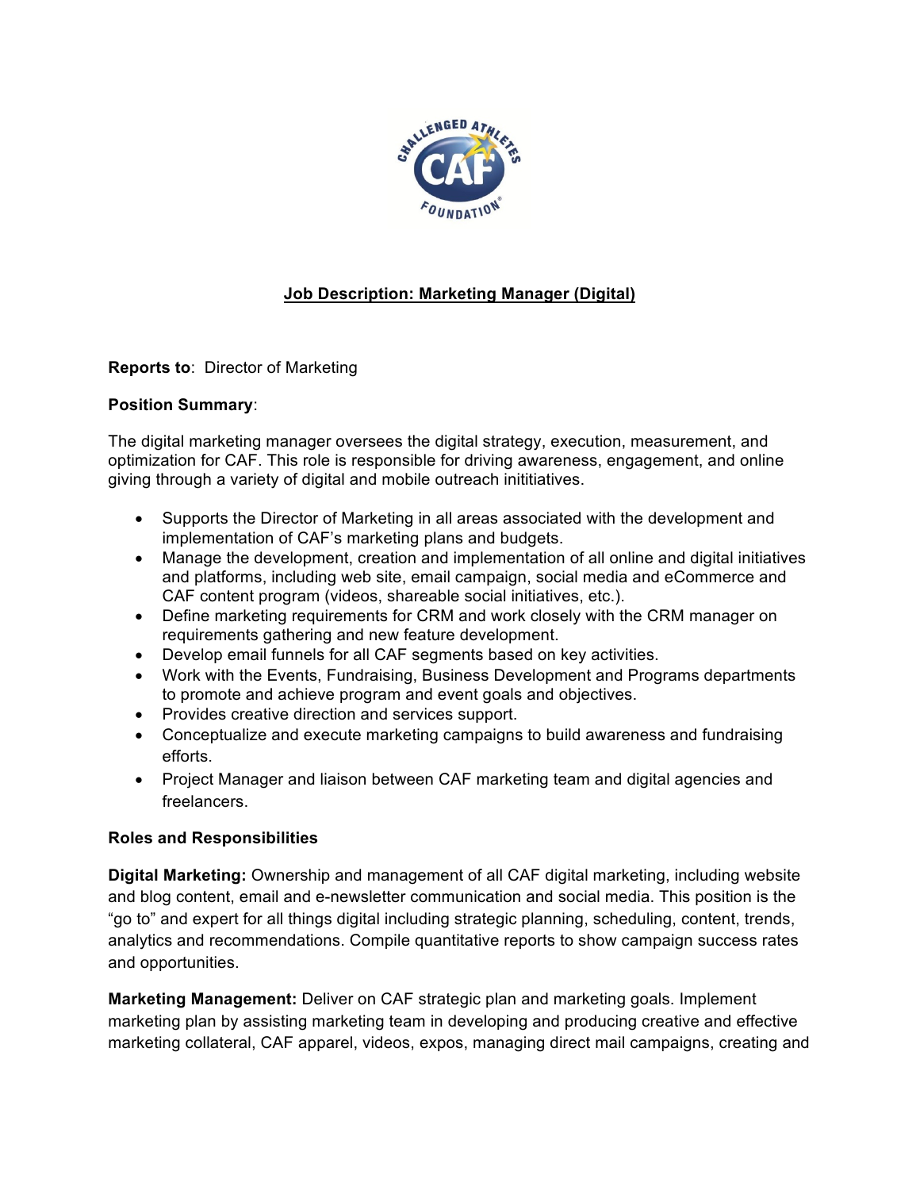## Job Description: Marketing Manager (Digital)

**Reports to**: Director of Marketing

**Position Summary**:

The digital marketing manager oversees the digital strategy, execution, measurement, and optimization for CAF. This role is responsible for driving awareness, engagement, and online giving through a variety of digital and mobile outreach inititiatives.

- Supports the Director of Marketing in all areas associated with the development and implementation of CAF's marketing plans and budgets.
- Manage the development, creation and implementation of all online and digital initiatives and platforms, including web site, email campaign, social media and eCommerce and CAF content program (videos, shareable social initiatives, etc.).
- Define marketing requirements for CRM and work closely with the CRM manager on requirements gathering and new feature development.
- Develop email funnels for all CAF segments based on key activities.
- Work with the Events, Fundraising, Business Development and Programs departments to promote and achieve program and event goals and objectives.
- Provides creative direction and services support.
- Conceptualize and execute marketing campaigns to build awareness and fundraising efforts.
- Project Manager and liaison between CAF marketing team and digital agencies and freelancers.

**Roles and Responsibilities**

**Digital Marketing:** Ownership and management of all CAF digital marketing, including website and blog content, email and e-newsletter communication and social media. This position is the "go to" and expert for all things digital including strategic planning, scheduling, content, trends, analytics and recommendations. Compile quantitative reports to show campaign success rates and opportunities.

**Marketing Management:** Deliver on CAF strategic plan and marketing goals. Implement marketing plan by assisting marketing team in developing and producing creative and effective marketing collateral, CAF apparel, videos, expos, managing direct mail campaigns, creating and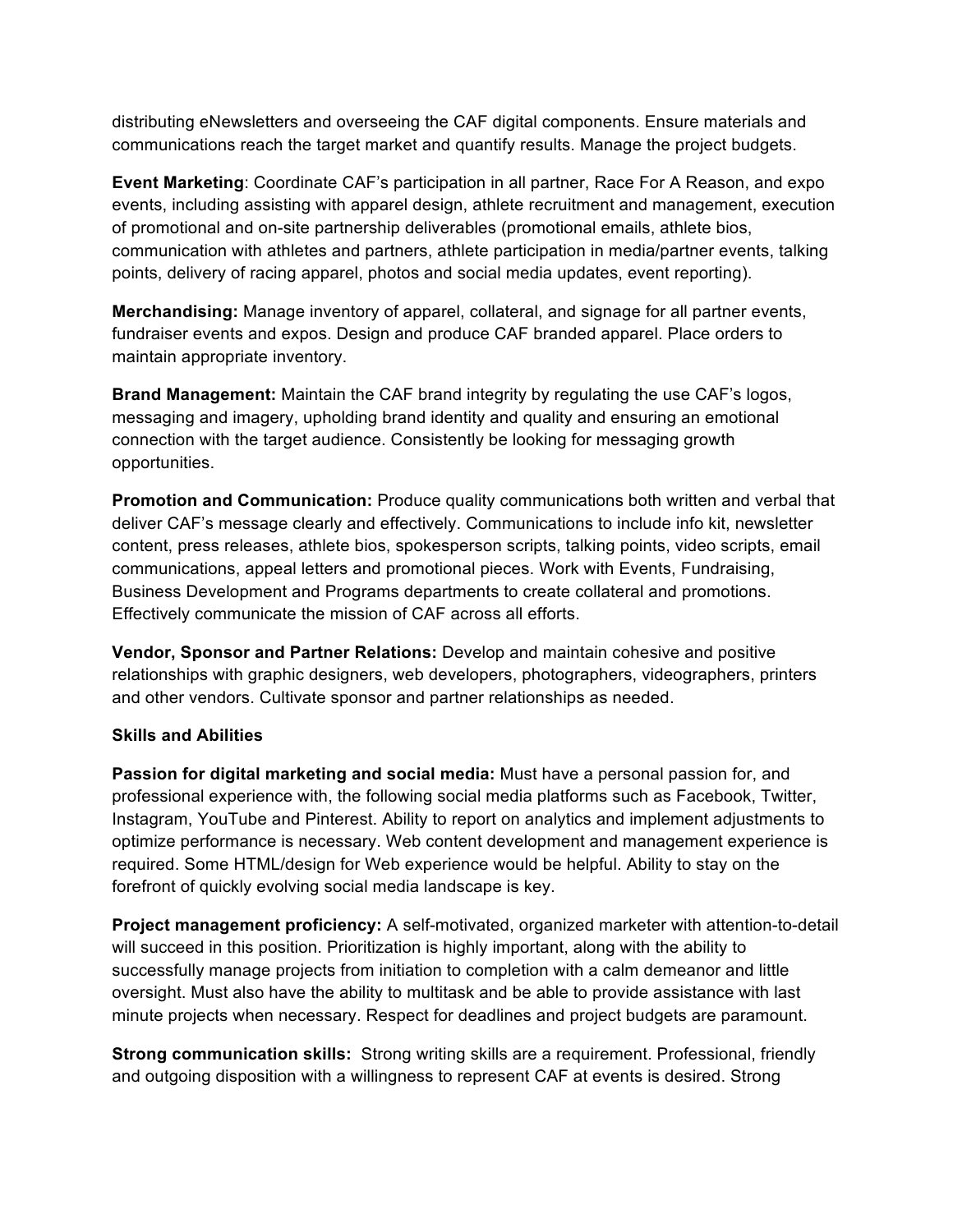distributing eNewsletters and overseeing the CAF digital components. Ensure materials and communications reach the target market and quantify results. Manage the project budgets.

**Event Marketing**: Coordinate CAF's participation in all partner, Race For A Reason, and expo events, including assisting with apparel design, athlete recruitment and management, execution of promotional and on-site partnership deliverables (promotional emails, athlete bios, communication with athletes and partners, athlete participation in media/partner events, talking points, delivery of racing apparel, photos and social media updates, event reporting).

**Merchandising:** Manage inventory of apparel, collateral, and signage for all partner events, fundraiser events and expos. Design and produce CAF branded apparel. Place orders to maintain appropriate inventory.

**Brand Management:** Maintain the CAF brand integrity by regulating the use CAF's logos, messaging and imagery, upholding brand identity and quality and ensuring an emotional connection with the target audience. Consistently be looking for messaging growth opportunities.

**Promotion and Communication:** Produce quality communications both written and verbal that deliver CAF's message clearly and effectively. Communications to include info kit, newsletter content, press releases, athlete bios, spokesperson scripts, talking points, video scripts, email communications, appeal letters and promotional pieces. Work with Events, Fundraising, Business Development and Programs departments to create collateral and promotions. Effectively communicate the mission of CAF across all efforts.

**Vendor, Sponsor and Partner Relations:** Develop and maintain cohesive and positive relationships with graphic designers, web developers, photographers, videographers, printers and other vendors. Cultivate sponsor and partner relationships as needed.

**Skills and Abilities**

**Passion for digital marketing and social media:** Must have a personal passion for, and professional experience with, the following social media platforms such as Facebook, Twitter, Instagram, YouTube and Pinterest. Ability to report on analytics and implement adjustments to optimize performance is necessary. Web content development and management experience is required. Some HTML/design for Web experience would be helpful. Ability to stay on the forefront of quickly evolving social media landscape is key.

**Project management proficiency:** A self-motivated, organized marketer with attention-to-detail will succeed in this position. Prioritization is highly important, along with the ability to successfully manage projects from initiation to completion with a calm demeanor and little oversight. Must also have the ability to multitask and be able to provide assistance with last minute projects when necessary. Respect for deadlines and project budgets are paramount.

**Strong communication skills:** Strong writing skills are a requirement. Professional, friendly and outgoing disposition with a willingness to represent CAF at events is desired. Strong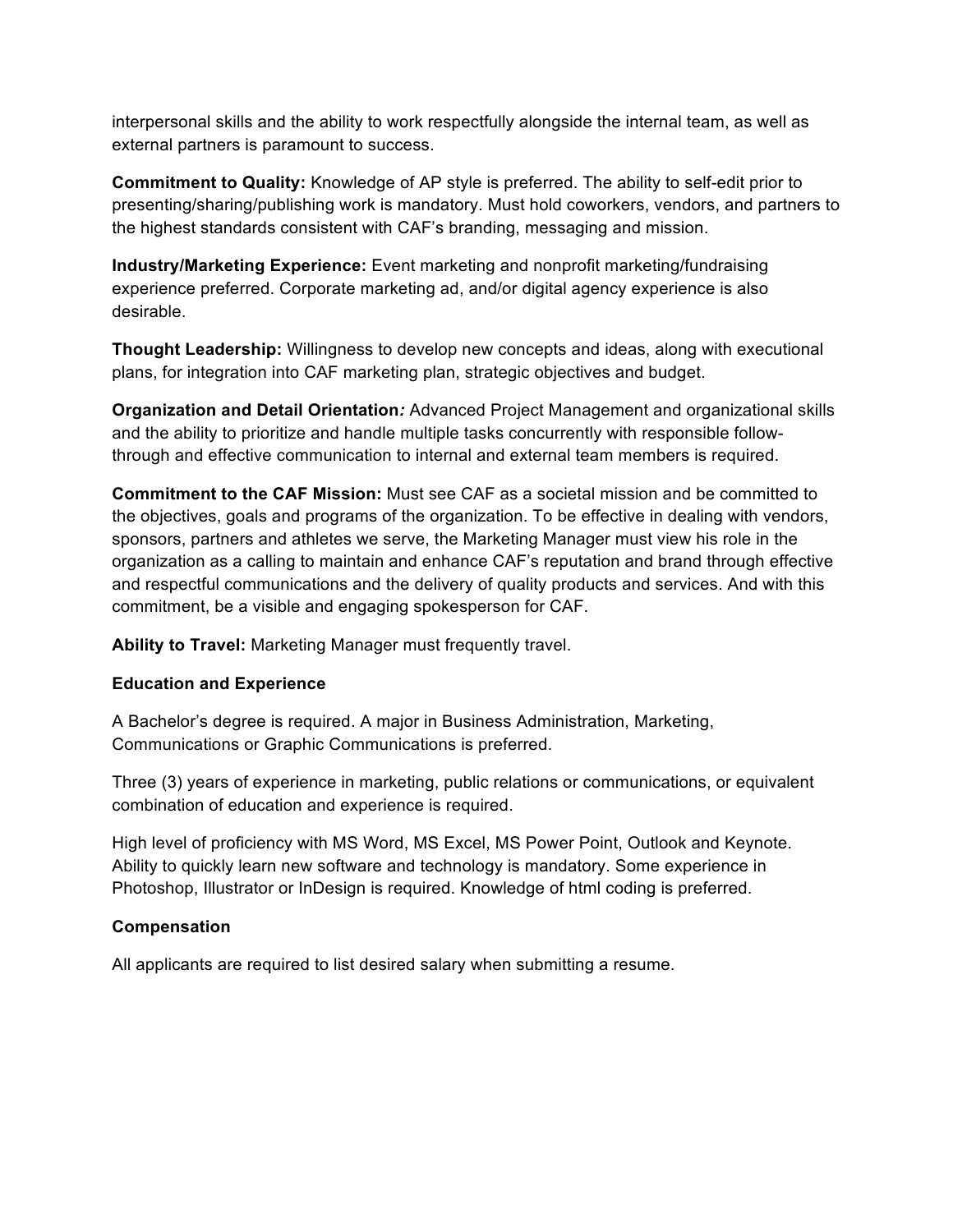interpersonal skills and the ability to work respectfully alongside the internal team, as well as external partners is paramount to success.

**Commitment to Quality:** Knowledge of AP style is preferred. The ability to self-edit prior to presenting/sharing/publishing work is mandatory. Must hold coworkers, vendors, and partners to the highest standards consistent with CAF's branding, messaging and mission.

**Industry/Marketing Experience:** Event marketing and nonprofit marketing/fundraising experience preferred. Corporate marketing ad, and/or digital agency experience is also desirable.

**Thought Leadership:** Willingness to develop new concepts and ideas, along with executional plans, for integration into CAF marketing plan, strategic objectives and budget.

**Organization and Detail Orientation*:*** Advanced Project Management and organizational skills and the ability to prioritize and handle multiple tasks concurrently with responsible follow-through and effective communication to internal and external team members is required.

**Commitment to the CAF Mission:** Must see CAF as a societal mission and be committed to the objectives, goals and programs of the organization. To be effective in dealing with vendors, sponsors, partners and athletes we serve, the Marketing Manager must view his role in the organization as a calling to maintain and enhance CAF's reputation and brand through effective and respectful communications and the delivery of quality products and services. And with this commitment, be a visible and engaging spokesperson for CAF.

**Ability to Travel:** Marketing Manager must frequently travel.

### Education and Experience

A Bachelor's degree is required. A major in Business Administration, Marketing, Communications or Graphic Communications is preferred.

Three (3) years of experience in marketing, public relations or communications, or equivalent combination of education and experience is required.

High level of proficiency with MS Word, MS Excel, MS Power Point, Outlook and Keynote. Ability to quickly learn new software and technology is mandatory. Some experience in Photoshop, Illustrator or InDesign is required. Knowledge of html coding is preferred.

### Compensation

All applicants are required to list desired salary when submitting a resume.